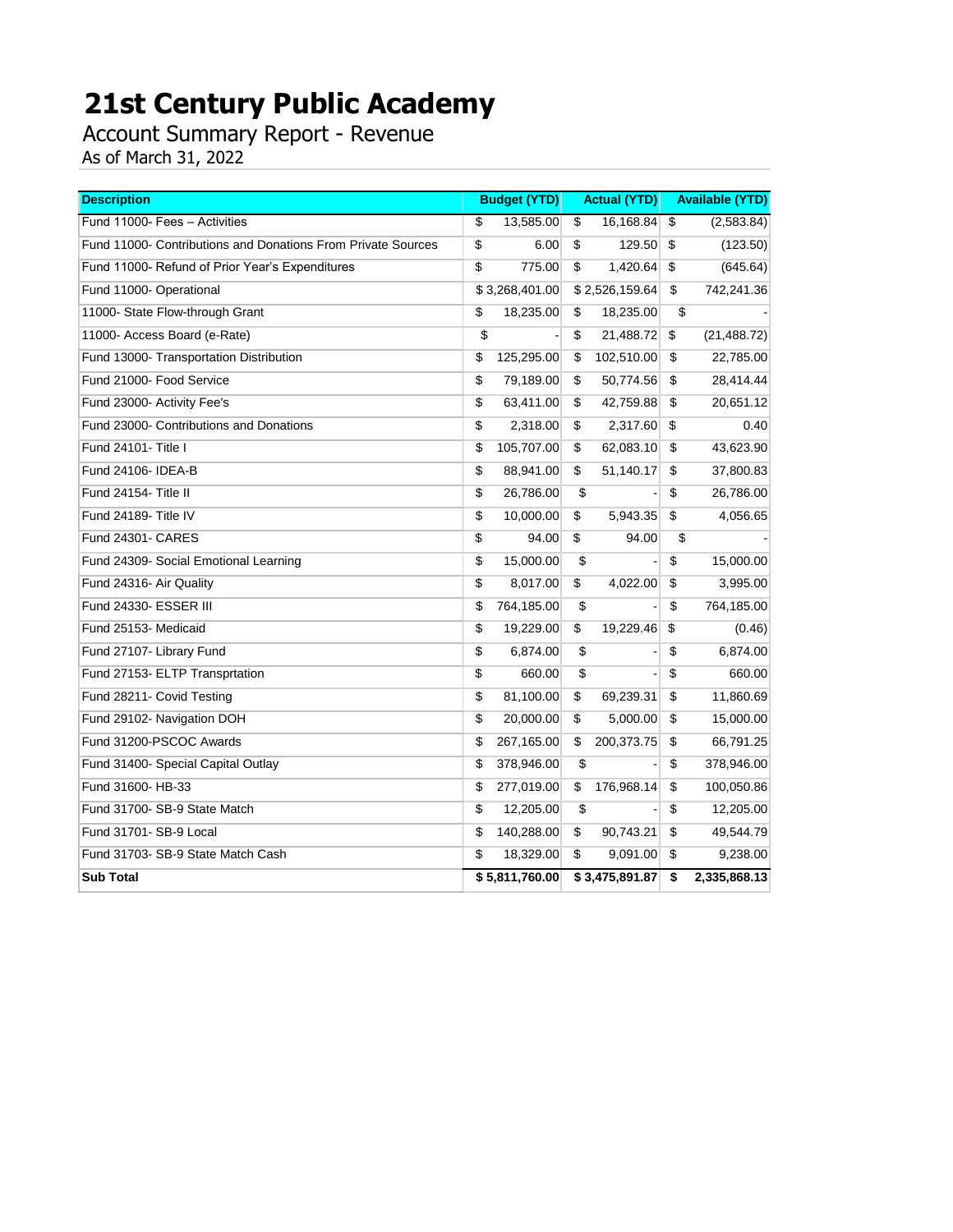# 21st Century Public Academy

Account Summary Report - Revenue

As of March 31, 2022

| Description | Budget (YTD) | Actual (YTD) | Available (YTD) |
|---|---|---|---|
| Fund 11000- Fees – Activities | $ 13,585.00 | $ 16,168.84 | $ (2,583.84) |
| Fund 11000- Contributions and Donations From Private Sources | $ 6.00 | $ 129.50 | $ (123.50) |
| Fund 11000- Refund of Prior Year's Expenditures | $ 775.00 | $ 1,420.64 | $ (645.64) |
| Fund 11000- Operational | $ 3,268,401.00 | $ 2,526,159.64 | $ 742,241.36 |
| 11000- State Flow-through Grant | $ 18,235.00 | $ 18,235.00 | $ - |
| 11000- Access Board (e-Rate) | $ - | $ 21,488.72 | $ (21,488.72) |
| Fund 13000- Transportation Distribution | $ 125,295.00 | $ 102,510.00 | $ 22,785.00 |
| Fund 21000- Food Service | $ 79,189.00 | $ 50,774.56 | $ 28,414.44 |
| Fund 23000- Activity Fee's | $ 63,411.00 | $ 42,759.88 | $ 20,651.12 |
| Fund 23000- Contributions and Donations | $ 2,318.00 | $ 2,317.60 | $ 0.40 |
| Fund 24101- Title I | $ 105,707.00 | $ 62,083.10 | $ 43,623.90 |
| Fund 24106- IDEA-B | $ 88,941.00 | $ 51,140.17 | $ 37,800.83 |
| Fund 24154- Title II | $ 26,786.00 | $ - | $ 26,786.00 |
| Fund 24189- Title IV | $ 10,000.00 | $ 5,943.35 | $ 4,056.65 |
| Fund 24301- CARES | $ 94.00 | $ 94.00 | $ - |
| Fund 24309- Social Emotional Learning | $ 15,000.00 | $ - | $ 15,000.00 |
| Fund 24316- Air Quality | $ 8,017.00 | $ 4,022.00 | $ 3,995.00 |
| Fund 24330- ESSER III | $ 764,185.00 | $ - | $ 764,185.00 |
| Fund 25153- Medicaid | $ 19,229.00 | $ 19,229.46 | $ (0.46) |
| Fund 27107- Library Fund | $ 6,874.00 | $ - | $ 6,874.00 |
| Fund 27153- ELTP Transprtation | $ 660.00 | $ - | $ 660.00 |
| Fund 28211- Covid Testing | $ 81,100.00 | $ 69,239.31 | $ 11,860.69 |
| Fund 29102- Navigation DOH | $ 20,000.00 | $ 5,000.00 | $ 15,000.00 |
| Fund 31200-PSCOC Awards | $ 267,165.00 | $ 200,373.75 | $ 66,791.25 |
| Fund 31400- Special Capital Outlay | $ 378,946.00 | $ - | $ 378,946.00 |
| Fund 31600- HB-33 | $ 277,019.00 | $ 176,968.14 | $ 100,050.86 |
| Fund 31700- SB-9 State Match | $ 12,205.00 | $ - | $ 12,205.00 |
| Fund 31701- SB-9 Local | $ 140,288.00 | $ 90,743.21 | $ 49,544.79 |
| Fund 31703- SB-9 State Match Cash | $ 18,329.00 | $ 9,091.00 | $ 9,238.00 |
| **Sub Total** | **$ 5,811,760.00** | **$ 3,475,891.87** | **$ 2,335,868.13** |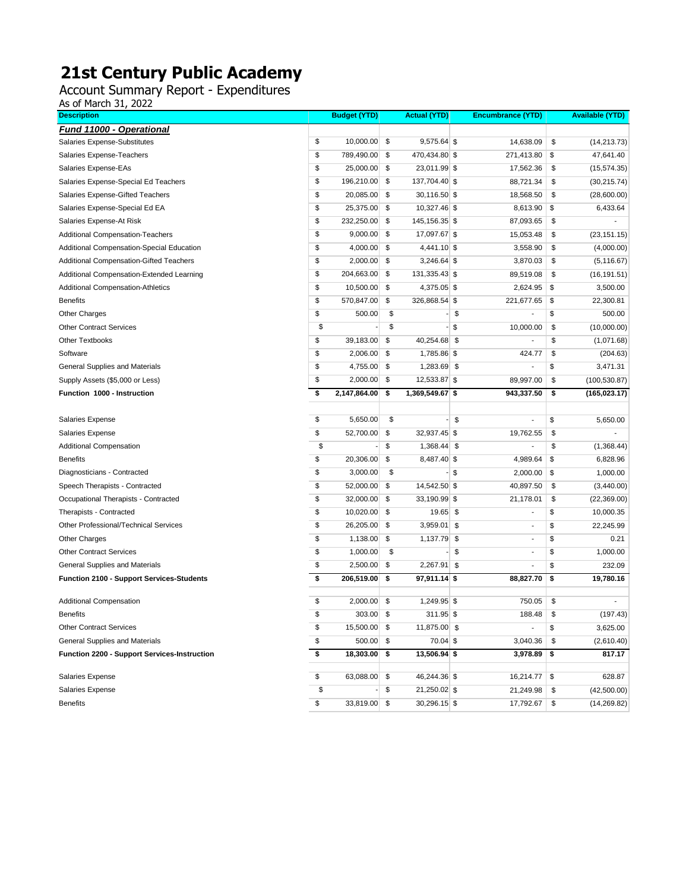# 21st Century Public Academy

Account Summary Report - Expenditures

As of March 31, 2022

| Description | Budget (YTD) | Actual (YTD) | Encumbrance (YTD) | Available (YTD) |
|---|---|---|---|---|
| ***Fund 11000 - Operational*** | | | | |
| Salaries Expense-Substitutes | $ 10,000.00 | $ 9,575.64 | $ 14,638.09 | $ (14,213.73) |
| Salaries Expense-Teachers | $ 789,490.00 | $ 470,434.80 | $ 271,413.80 | $ 47,641.40 |
| Salaries Expense-EAs | $ 25,000.00 | $ 23,011.99 | $ 17,562.36 | $ (15,574.35) |
| Salaries Expense-Special Ed Teachers | $ 196,210.00 | $ 137,704.40 | $ 88,721.34 | $ (30,215.74) |
| Salaries Expense-Gifted Teachers | $ 20,085.00 | $ 30,116.50 | $ 18,568.50 | $ (28,600.00) |
| Salaries Expense-Special Ed EA | $ 25,375.00 | $ 10,327.46 | $ 8,613.90 | $ 6,433.64 |
| Salaries Expense-At Risk | $ 232,250.00 | $ 145,156.35 | $ 87,093.65 | $ - |
| Additional Compensation-Teachers | $ 9,000.00 | $ 17,097.67 | $ 15,053.48 | $ (23,151.15) |
| Additional Compensation-Special Education | $ 4,000.00 | $ 4,441.10 | $ 3,558.90 | $ (4,000.00) |
| Additional Compensation-Gifted Teachers | $ 2,000.00 | $ 3,246.64 | $ 3,870.03 | $ (5,116.67) |
| Additional Compensation-Extended Learning | $ 204,663.00 | $ 131,335.43 | $ 89,519.08 | $ (16,191.51) |
| Additional Compensation-Athletics | $ 10,500.00 | $ 4,375.05 | $ 2,624.95 | $ 3,500.00 |
| Benefits | $ 570,847.00 | $ 326,868.54 | $ 221,677.65 | $ 22,300.81 |
| Other Charges | $ 500.00 | $ - | $ - | $ 500.00 |
| Other Contract Services | $ - | $ - | $ 10,000.00 | $ (10,000.00) |
| Other Textbooks | $ 39,183.00 | $ 40,254.68 | $ - | $ (1,071.68) |
| Software | $ 2,006.00 | $ 1,785.86 | $ 424.77 | $ (204.63) |
| General Supplies and Materials | $ 4,755.00 | $ 1,283.69 | $ - | $ 3,471.31 |
| Supply Assets ($5,000 or Less) | $ 2,000.00 | $ 12,533.87 | $ 89,997.00 | $ (100,530.87) |
| **Function 1000 - Instruction** | **$ 2,147,864.00** | **$ 1,369,549.67** | **$ 943,337.50** | **$ (165,023.17)** |
| | | | | |
| Salaries Expense | $ 5,650.00 | $ - | $ - | $ 5,650.00 |
| Salaries Expense | $ 52,700.00 | $ 32,937.45 | $ 19,762.55 | $ - |
| Additional Compensation | $ - | $ 1,368.44 | $ - | $ (1,368.44) |
| Benefits | $ 20,306.00 | $ 8,487.40 | $ 4,989.64 | $ 6,828.96 |
| Diagnosticians - Contracted | $ 3,000.00 | $ - | $ 2,000.00 | $ 1,000.00 |
| Speech Therapists - Contracted | $ 52,000.00 | $ 14,542.50 | $ 40,897.50 | $ (3,440.00) |
| Occupational Therapists - Contracted | $ 32,000.00 | $ 33,190.99 | $ 21,178.01 | $ (22,369.00) |
| Therapists - Contracted | $ 10,020.00 | $ 19.65 | $ - | $ 10,000.35 |
| Other Professional/Technical Services | $ 26,205.00 | $ 3,959.01 | $ - | $ 22,245.99 |
| Other Charges | $ 1,138.00 | $ 1,137.79 | $ - | $ 0.21 |
| Other Contract Services | $ 1,000.00 | $ - | $ - | $ 1,000.00 |
| General Supplies and Materials | $ 2,500.00 | $ 2,267.91 | $ - | $ 232.09 |
| **Function 2100 - Support Services-Students** | **$ 206,519.00** | **$ 97,911.14** | **$ 88,827.70** | **$ 19,780.16** |
| | | | | |
| Additional Compensation | $ 2,000.00 | $ 1,249.95 | $ 750.05 | $ - |
| Benefits | $ 303.00 | $ 311.95 | $ 188.48 | $ (197.43) |
| Other Contract Services | $ 15,500.00 | $ 11,875.00 | $ - | $ 3,625.00 |
| General Supplies and Materials | $ 500.00 | $ 70.04 | $ 3,040.36 | $ (2,610.40) |
| **Function 2200 - Support Services-Instruction** | **$ 18,303.00** | **$ 13,506.94** | **$ 3,978.89** | **$ 817.17** |
| | | | | |
| Salaries Expense | $ 63,088.00 | $ 46,244.36 | $ 16,214.77 | $ 628.87 |
| Salaries Expense | $ - | $ 21,250.02 | $ 21,249.98 | $ (42,500.00) |
| Benefits | $ 33,819.00 | $ 30,296.15 | $ 17,792.67 | $ (14,269.82) |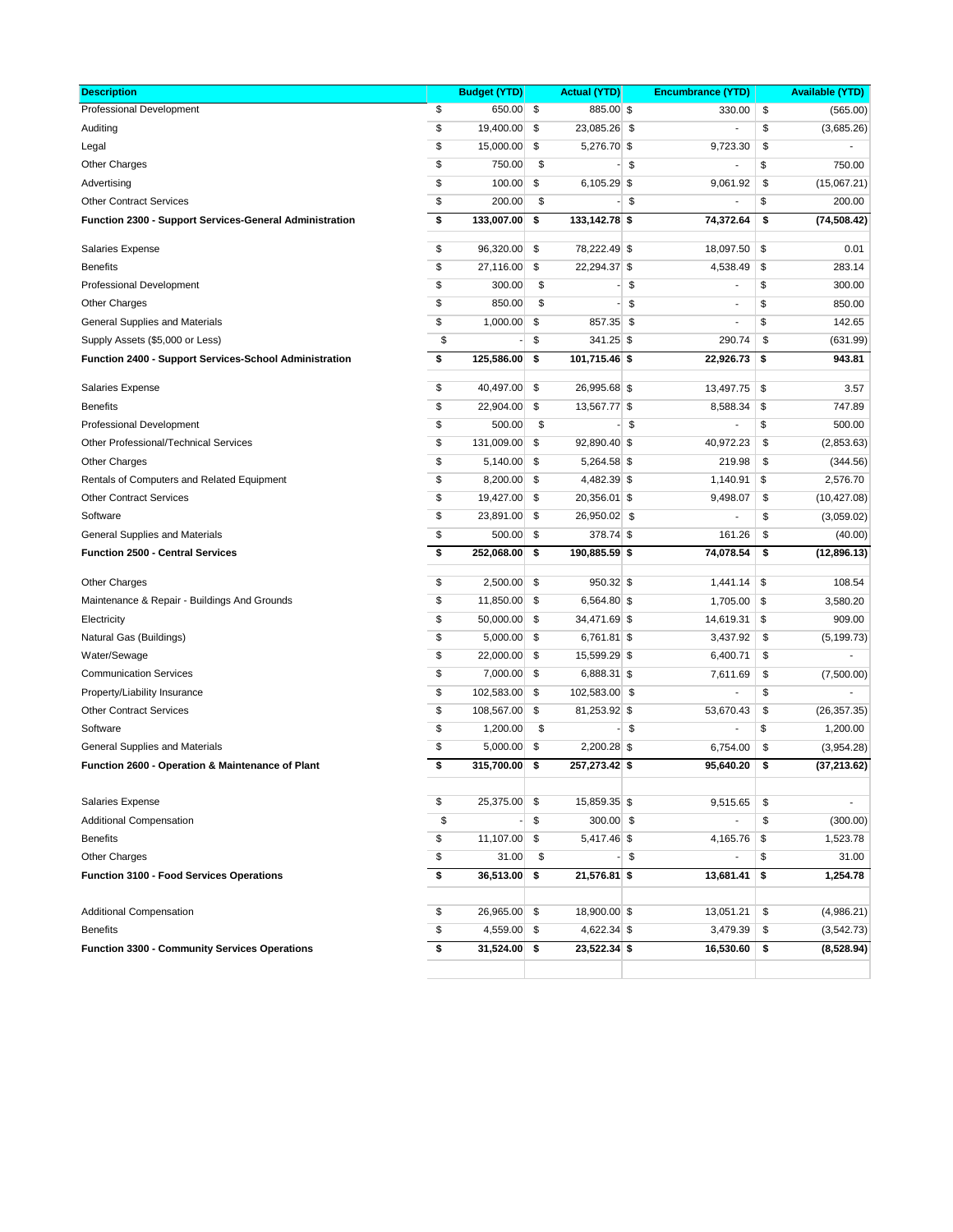| Description | Budget (YTD) | Actual (YTD) | Encumbrance (YTD) | Available (YTD) |
|---|---|---|---|---|
| Professional Development | $ 650.00 | $ 885.00 | $ 330.00 | $ (565.00) |
| Auditing | $ 19,400.00 | $ 23,085.26 | $ - | $ (3,685.26) |
| Legal | $ 15,000.00 | $ 5,276.70 | $ 9,723.30 | $ - |
| Other Charges | $ 750.00 | $ - | $ - | $ 750.00 |
| Advertising | $ 100.00 | $ 6,105.29 | $ 9,061.92 | $ (15,067.21) |
| Other Contract Services | $ 200.00 | $ - | $ - | $ 200.00 |
| **Function 2300 - Support Services-General Administration** | **$ 133,007.00** | **$ 133,142.78** | **$ 74,372.64** | **$ (74,508.42)** |
| Salaries Expense | $ 96,320.00 | $ 78,222.49 | $ 18,097.50 | $ 0.01 |
| Benefits | $ 27,116.00 | $ 22,294.37 | $ 4,538.49 | $ 283.14 |
| Professional Development | $ 300.00 | $ - | $ - | $ 300.00 |
| Other Charges | $ 850.00 | $ - | $ - | $ 850.00 |
| General Supplies and Materials | $ 1,000.00 | $ 857.35 | $ - | $ 142.65 |
| Supply Assets ($5,000 or Less) | $ - | $ 341.25 | $ 290.74 | $ (631.99) |
| **Function 2400 - Support Services-School Administration** | **$ 125,586.00** | **$ 101,715.46** | **$ 22,926.73** | **$ 943.81** |
| Salaries Expense | $ 40,497.00 | $ 26,995.68 | $ 13,497.75 | $ 3.57 |
| Benefits | $ 22,904.00 | $ 13,567.77 | $ 8,588.34 | $ 747.89 |
| Professional Development | $ 500.00 | $ - | $ - | $ 500.00 |
| Other Professional/Technical Services | $ 131,009.00 | $ 92,890.40 | $ 40,972.23 | $ (2,853.63) |
| Other Charges | $ 5,140.00 | $ 5,264.58 | $ 219.98 | $ (344.56) |
| Rentals of Computers and Related Equipment | $ 8,200.00 | $ 4,482.39 | $ 1,140.91 | $ 2,576.70 |
| Other Contract Services | $ 19,427.00 | $ 20,356.01 | $ 9,498.07 | $ (10,427.08) |
| Software | $ 23,891.00 | $ 26,950.02 | $ - | $ (3,059.02) |
| General Supplies and Materials | $ 500.00 | $ 378.74 | $ 161.26 | $ (40.00) |
| **Function 2500 - Central Services** | **$ 252,068.00** | **$ 190,885.59** | **$ 74,078.54** | **$ (12,896.13)** |
| Other Charges | $ 2,500.00 | $ 950.32 | $ 1,441.14 | $ 108.54 |
| Maintenance & Repair - Buildings And Grounds | $ 11,850.00 | $ 6,564.80 | $ 1,705.00 | $ 3,580.20 |
| Electricity | $ 50,000.00 | $ 34,471.69 | $ 14,619.31 | $ 909.00 |
| Natural Gas (Buildings) | $ 5,000.00 | $ 6,761.81 | $ 3,437.92 | $ (5,199.73) |
| Water/Sewage | $ 22,000.00 | $ 15,599.29 | $ 6,400.71 | $ - |
| Communication Services | $ 7,000.00 | $ 6,888.31 | $ 7,611.69 | $ (7,500.00) |
| Property/Liability Insurance | $ 102,583.00 | $ 102,583.00 | $ - | $ - |
| Other Contract Services | $ 108,567.00 | $ 81,253.92 | $ 53,670.43 | $ (26,357.35) |
| Software | $ 1,200.00 | $ - | $ - | $ 1,200.00 |
| General Supplies and Materials | $ 5,000.00 | $ 2,200.28 | $ 6,754.00 | $ (3,954.28) |
| **Function 2600 - Operation & Maintenance of Plant** | **$ 315,700.00** | **$ 257,273.42** | **$ 95,640.20** | **$ (37,213.62)** |
| Salaries Expense | $ 25,375.00 | $ 15,859.35 | $ 9,515.65 | $ - |
| Additional Compensation | $ - | $ 300.00 | $ - | $ (300.00) |
| Benefits | $ 11,107.00 | $ 5,417.46 | $ 4,165.76 | $ 1,523.78 |
| Other Charges | $ 31.00 | $ - | $ - | $ 31.00 |
| **Function 3100 - Food Services Operations** | **$ 36,513.00** | **$ 21,576.81** | **$ 13,681.41** | **$ 1,254.78** |
| Additional Compensation | $ 26,965.00 | $ 18,900.00 | $ 13,051.21 | $ (4,986.21) |
| Benefits | $ 4,559.00 | $ 4,622.34 | $ 3,479.39 | $ (3,542.73) |
| **Function 3300 - Community Services Operations** | **$ 31,524.00** | **$ 23,522.34** | **$ 16,530.60** | **$ (8,528.94)** |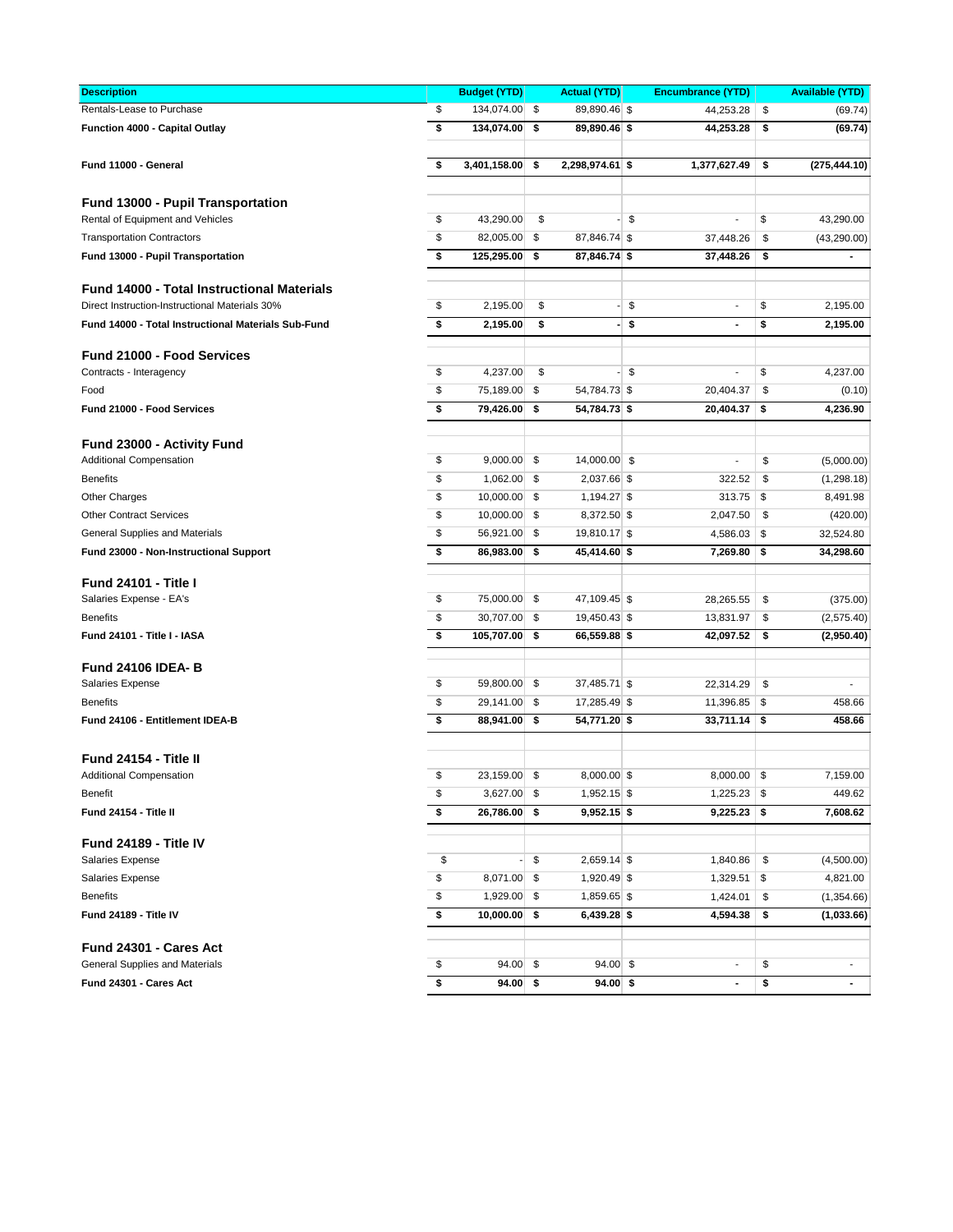| Description | Budget (YTD) | Actual (YTD) | Encumbrance (YTD) | Available (YTD) |
|---|---|---|---|---|
| Rentals-Lease to Purchase | $ 134,074.00 | $ 89,890.46 | $ 44,253.28 | $ (69.74) |
| **Function 4000 - Capital Outlay** | **$ 134,074.00** | **$ 89,890.46** | **$ 44,253.28** | **$ (69.74)** |
| | | | | |
| **Fund 11000 - General** | **$ 3,401,158.00** | **$ 2,298,974.61** | **$ 1,377,627.49** | **$ (275,444.10)** |
| | | | | |
| **Fund 13000 - Pupil Transportation** | | | | |
| Rental of Equipment and Vehicles | $ 43,290.00 | $ - | $ - | $ 43,290.00 |
| Transportation Contractors | $ 82,005.00 | $ 87,846.74 | $ 37,448.26 | $ (43,290.00) |
| **Fund 13000 - Pupil Transportation** | **$ 125,295.00** | **$ 87,846.74** | **$ 37,448.26** | **$ -** |
| | | | | |
| **Fund 14000 - Total Instructional Materials** | | | | |
| Direct Instruction-Instructional Materials 30% | $ 2,195.00 | $ - | $ - | $ 2,195.00 |
| **Fund 14000 - Total Instructional Materials Sub-Fund** | **$ 2,195.00** | **$ -** | **$ -** | **$ 2,195.00** |
| | | | | |
| **Fund 21000 - Food Services** | | | | |
| Contracts - Interagency | $ 4,237.00 | $ - | $ - | $ 4,237.00 |
| Food | $ 75,189.00 | $ 54,784.73 | $ 20,404.37 | $ (0.10) |
| **Fund 21000 - Food Services** | **$ 79,426.00** | **$ 54,784.73** | **$ 20,404.37** | **$ 4,236.90** |
| | | | | |
| **Fund 23000 - Activity Fund** | | | | |
| Additional Compensation | $ 9,000.00 | $ 14,000.00 | $ - | $ (5,000.00) |
| Benefits | $ 1,062.00 | $ 2,037.66 | $ 322.52 | $ (1,298.18) |
| Other Charges | $ 10,000.00 | $ 1,194.27 | $ 313.75 | $ 8,491.98 |
| Other Contract Services | $ 10,000.00 | $ 8,372.50 | $ 2,047.50 | $ (420.00) |
| General Supplies and Materials | $ 56,921.00 | $ 19,810.17 | $ 4,586.03 | $ 32,524.80 |
| **Fund 23000 - Non-Instructional Support** | **$ 86,983.00** | **$ 45,414.60** | **$ 7,269.80** | **$ 34,298.60** |
| | | | | |
| **Fund 24101 - Title I** | | | | |
| Salaries Expense - EA's | $ 75,000.00 | $ 47,109.45 | $ 28,265.55 | $ (375.00) |
| Benefits | $ 30,707.00 | $ 19,450.43 | $ 13,831.97 | $ (2,575.40) |
| **Fund 24101 - Title I - IASA** | **$ 105,707.00** | **$ 66,559.88** | **$ 42,097.52** | **$ (2,950.40)** |
| | | | | |
| **Fund 24106 IDEA- B** | | | | |
| Salaries Expense | $ 59,800.00 | $ 37,485.71 | $ 22,314.29 | $ - |
| Benefits | $ 29,141.00 | $ 17,285.49 | $ 11,396.85 | $ 458.66 |
| **Fund 24106 - Entitlement IDEA-B** | **$ 88,941.00** | **$ 54,771.20** | **$ 33,711.14** | **$ 458.66** |
| | | | | |
| **Fund 24154 - Title II** | | | | |
| Additional Compensation | $ 23,159.00 | $ 8,000.00 | $ 8,000.00 | $ 7,159.00 |
| Benefit | $ 3,627.00 | $ 1,952.15 | $ 1,225.23 | $ 449.62 |
| **Fund 24154 - Title II** | **$ 26,786.00** | **$ 9,952.15** | **$ 9,225.23** | **$ 7,608.62** |
| | | | | |
| **Fund 24189 - Title IV** | | | | |
| Salaries Expense | $ - | $ 2,659.14 | $ 1,840.86 | $ (4,500.00) |
| Salaries Expense | $ 8,071.00 | $ 1,920.49 | $ 1,329.51 | $ 4,821.00 |
| Benefits | $ 1,929.00 | $ 1,859.65 | $ 1,424.01 | $ (1,354.66) |
| **Fund 24189 - Title IV** | **$ 10,000.00** | **$ 6,439.28** | **$ 4,594.38** | **$ (1,033.66)** |
| | | | | |
| **Fund 24301 - Cares Act** | | | | |
| General Supplies and Materials | $ 94.00 | $ 94.00 | $ - | $ - |
| **Fund 24301 - Cares Act** | **$ 94.00** | **$ 94.00** | **$ -** | **$ -** |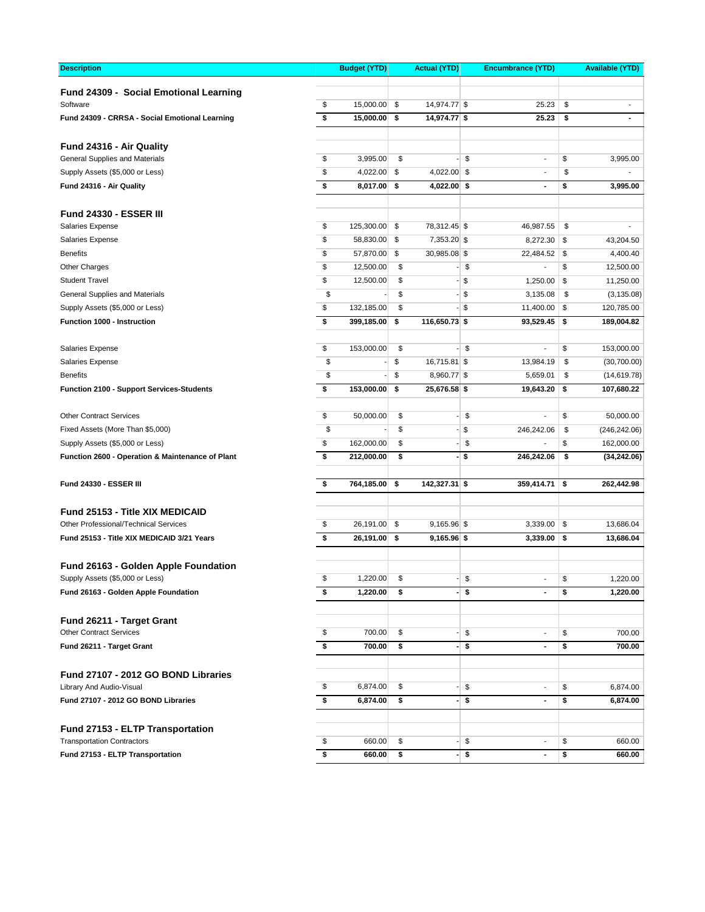| Description | Budget (YTD) | Actual (YTD) | Encumbrance (YTD) | Available (YTD) |
|---|---|---|---|---|
| **Fund 24309 - Social Emotional Learning** | | | | |
| Software | $ 15,000.00 | $ 14,974.77 | $ 25.23 | $ - |
| **Fund 24309 - CRRSA - Social Emotional Learning** | **$ 15,000.00** | **$ 14,974.77** | **$ 25.23** | **$ -** |
| **Fund 24316 - Air Quality** | | | | |
| General Supplies and Materials | $ 3,995.00 | $ - | $ - | $ 3,995.00 |
| Supply Assets ($5,000 or Less) | $ 4,022.00 | $ 4,022.00 | $ - | $ - |
| **Fund 24316 - Air Quality** | **$ 8,017.00** | **$ 4,022.00** | **$ -** | **$ 3,995.00** |
| **Fund 24330 - ESSER III** | | | | |
| Salaries Expense | $ 125,300.00 | $ 78,312.45 | $ 46,987.55 | $ - |
| Salaries Expense | $ 58,830.00 | $ 7,353.20 | $ 8,272.30 | $ 43,204.50 |
| Benefits | $ 57,870.00 | $ 30,985.08 | $ 22,484.52 | $ 4,400.40 |
| Other Charges | $ 12,500.00 | $ - | $ - | $ 12,500.00 |
| Student Travel | $ 12,500.00 | $ - | $ 1,250.00 | $ 11,250.00 |
| General Supplies and Materials | $ - | $ - | $ 3,135.08 | $ (3,135.08) |
| Supply Assets ($5,000 or Less) | $ 132,185.00 | $ - | $ 11,400.00 | $ 120,785.00 |
| **Function 1000 - Instruction** | **$ 399,185.00** | **$ 116,650.73** | **$ 93,529.45** | **$ 189,004.82** |
| Salaries Expense | $ 153,000.00 | $ - | $ - | $ 153,000.00 |
| Salaries Expense | $ - | $ 16,715.81 | $ 13,984.19 | $ (30,700.00) |
| Benefits | $ - | $ 8,960.77 | $ 5,659.01 | $ (14,619.78) |
| **Function 2100 - Support Services-Students** | **$ 153,000.00** | **$ 25,676.58** | **$ 19,643.20** | **$ 107,680.22** |
| Other Contract Services | $ 50,000.00 | $ - | $ - | $ 50,000.00 |
| Fixed Assets (More Than $5,000) | $ - | $ - | $ 246,242.06 | $ (246,242.06) |
| Supply Assets ($5,000 or Less) | $ 162,000.00 | $ - | $ - | $ 162,000.00 |
| **Function 2600 - Operation & Maintenance of Plant** | **$ 212,000.00** | **$ -** | **$ 246,242.06** | **$ (34,242.06)** |
| **Fund 24330 - ESSER III** | **$ 764,185.00** | **$ 142,327.31** | **$ 359,414.71** | **$ 262,442.98** |
| **Fund 25153 - Title XIX MEDICAID** | | | | |
| Other Professional/Technical Services | $ 26,191.00 | $ 9,165.96 | $ 3,339.00 | $ 13,686.04 |
| **Fund 25153 - Title XIX MEDICAID 3/21 Years** | **$ 26,191.00** | **$ 9,165.96** | **$ 3,339.00** | **$ 13,686.04** |
| **Fund 26163 - Golden Apple Foundation** | | | | |
| Supply Assets ($5,000 or Less) | $ 1,220.00 | $ - | $ - | $ 1,220.00 |
| **Fund 26163 - Golden Apple Foundation** | **$ 1,220.00** | **$ -** | **$ -** | **$ 1,220.00** |
| **Fund 26211 - Target Grant** | | | | |
| Other Contract Services | $ 700.00 | $ - | $ - | $ 700.00 |
| **Fund 26211 - Target Grant** | **$ 700.00** | **$ -** | **$ -** | **$ 700.00** |
| **Fund 27107 - 2012 GO BOND Libraries** | | | | |
| Library And Audio-Visual | $ 6,874.00 | $ - | $ - | $ 6,874.00 |
| **Fund 27107 - 2012 GO BOND Libraries** | **$ 6,874.00** | **$ -** | **$ -** | **$ 6,874.00** |
| **Fund 27153 - ELTP Transportation** | | | | |
| Transportation Contractors | $ 660.00 | $ - | $ - | $ 660.00 |
| **Fund 27153 - ELTP Transportation** | **$ 660.00** | **$ -** | **$ -** | **$ 660.00** |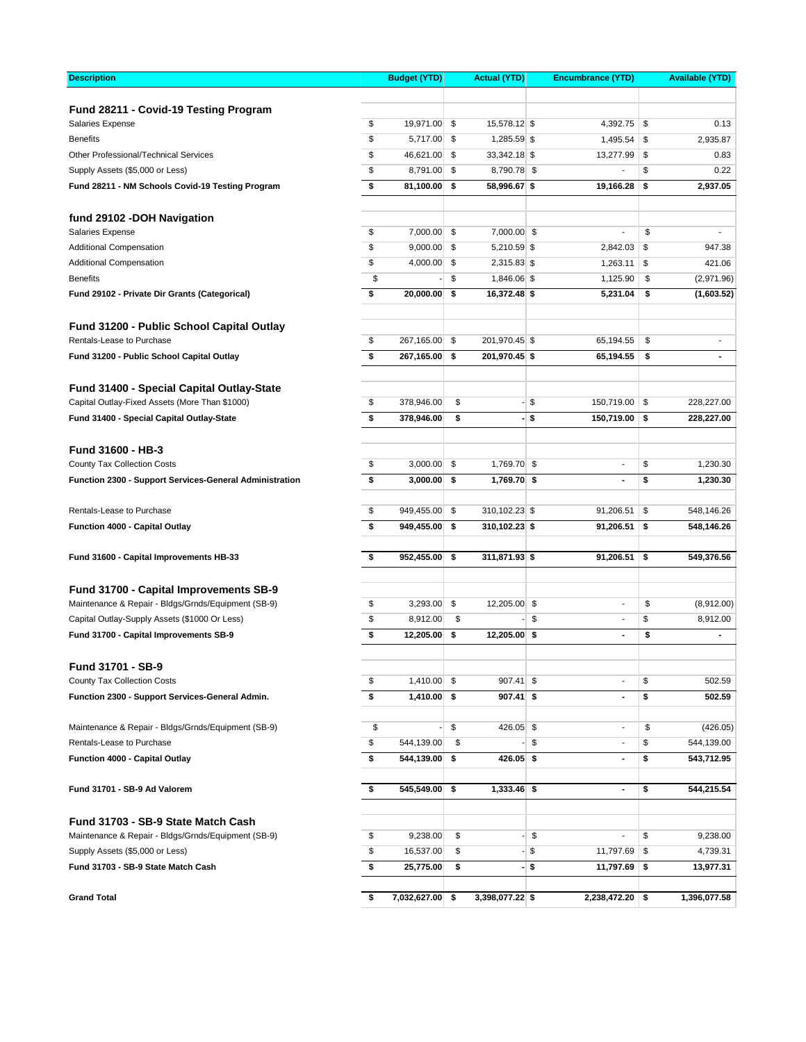| Description | Budget (YTD) | Actual (YTD) | Encumbrance (YTD) | Available (YTD) |
|---|---|---|---|---|
| **Fund 28211 - Covid-19 Testing Program** | | | | |
| Salaries Expense | $ 19,971.00 | $ 15,578.12 | $ 4,392.75 | $ 0.13 |
| Benefits | $ 5,717.00 | $ 1,285.59 | $ 1,495.54 | $ 2,935.87 |
| Other Professional/Technical Services | $ 46,621.00 | $ 33,342.18 | $ 13,277.99 | $ 0.83 |
| Supply Assets ($5,000 or Less) | $ 8,791.00 | $ 8,790.78 | $ - | $ 0.22 |
| **Fund 28211 - NM Schools Covid-19 Testing Program** | **$ 81,100.00** | **$ 58,996.67** | **$ 19,166.28** | **$ 2,937.05** |
| **fund 29102 -DOH Navigation** | | | | |
| Salaries Expense | $ 7,000.00 | $ 7,000.00 | $ - | $ - |
| Additional Compensation | $ 9,000.00 | $ 5,210.59 | $ 2,842.03 | $ 947.38 |
| Additional Compensation | $ 4,000.00 | $ 2,315.83 | $ 1,263.11 | $ 421.06 |
| Benefits | $ - | $ 1,846.06 | $ 1,125.90 | $ (2,971.96) |
| **Fund 29102 - Private Dir Grants (Categorical)** | **$ 20,000.00** | **$ 16,372.48** | **$ 5,231.04** | **$ (1,603.52)** |
| **Fund 31200 - Public School Capital Outlay** | | | | |
| Rentals-Lease to Purchase | $ 267,165.00 | $ 201,970.45 | $ 65,194.55 | $ - |
| **Fund 31200 - Public School Capital Outlay** | **$ 267,165.00** | **$ 201,970.45** | **$ 65,194.55** | **$ -** |
| **Fund 31400 - Special Capital Outlay-State** | | | | |
| Capital Outlay-Fixed Assets (More Than $1000) | $ 378,946.00 | $ - | $ 150,719.00 | $ 228,227.00 |
| **Fund 31400 - Special Capital Outlay-State** | **$ 378,946.00** | **$ -** | **$ 150,719.00** | **$ 228,227.00** |
| **Fund 31600 - HB-3** | | | | |
| County Tax Collection Costs | $ 3,000.00 | $ 1,769.70 | $ - | $ 1,230.30 |
| **Function 2300 - Support Services-General Administration** | **$ 3,000.00** | **$ 1,769.70** | **$ -** | **$ 1,230.30** |
| Rentals-Lease to Purchase | $ 949,455.00 | $ 310,102.23 | $ 91,206.51 | $ 548,146.26 |
| **Function 4000 - Capital Outlay** | **$ 949,455.00** | **$ 310,102.23** | **$ 91,206.51** | **$ 548,146.26** |
| **Fund 31600 - Capital Improvements HB-33** | **$ 952,455.00** | **$ 311,871.93** | **$ 91,206.51** | **$ 549,376.56** |
| **Fund 31700 - Capital Improvements SB-9** | | | | |
| Maintenance & Repair - Bldgs/Grnds/Equipment (SB-9) | $ 3,293.00 | $ 12,205.00 | $ - | $ (8,912.00) |
| Capital Outlay-Supply Assets ($1000 Or Less) | $ 8,912.00 | $ - | $ - | $ 8,912.00 |
| **Fund 31700 - Capital Improvements SB-9** | **$ 12,205.00** | **$ 12,205.00** | **$ -** | **$ -** |
| **Fund 31701 - SB-9** | | | | |
| County Tax Collection Costs | $ 1,410.00 | $ 907.41 | $ - | $ 502.59 |
| **Function 2300 - Support Services-General Admin.** | **$ 1,410.00** | **$ 907.41** | **$ -** | **$ 502.59** |
| Maintenance & Repair - Bldgs/Grnds/Equipment (SB-9) | $ - | $ 426.05 | $ - | $ (426.05) |
| Rentals-Lease to Purchase | $ 544,139.00 | $ - | $ - | $ 544,139.00 |
| **Function 4000 - Capital Outlay** | **$ 544,139.00** | **$ 426.05** | **$ -** | **$ 543,712.95** |
| **Fund 31701 - SB-9 Ad Valorem** | **$ 545,549.00** | **$ 1,333.46** | **$ -** | **$ 544,215.54** |
| **Fund 31703 - SB-9 State Match Cash** | | | | |
| Maintenance & Repair - Bldgs/Grnds/Equipment (SB-9) | $ 9,238.00 | $ - | $ - | $ 9,238.00 |
| Supply Assets ($5,000 or Less) | $ 16,537.00 | $ - | $ 11,797.69 | $ 4,739.31 |
| **Fund 31703 - SB-9 State Match Cash** | **$ 25,775.00** | **$ -** | **$ 11,797.69** | **$ 13,977.31** |
| **Grand Total** | **$ 7,032,627.00** | **$ 3,398,077.22** | **$ 2,238,472.20** | **$ 1,396,077.58** |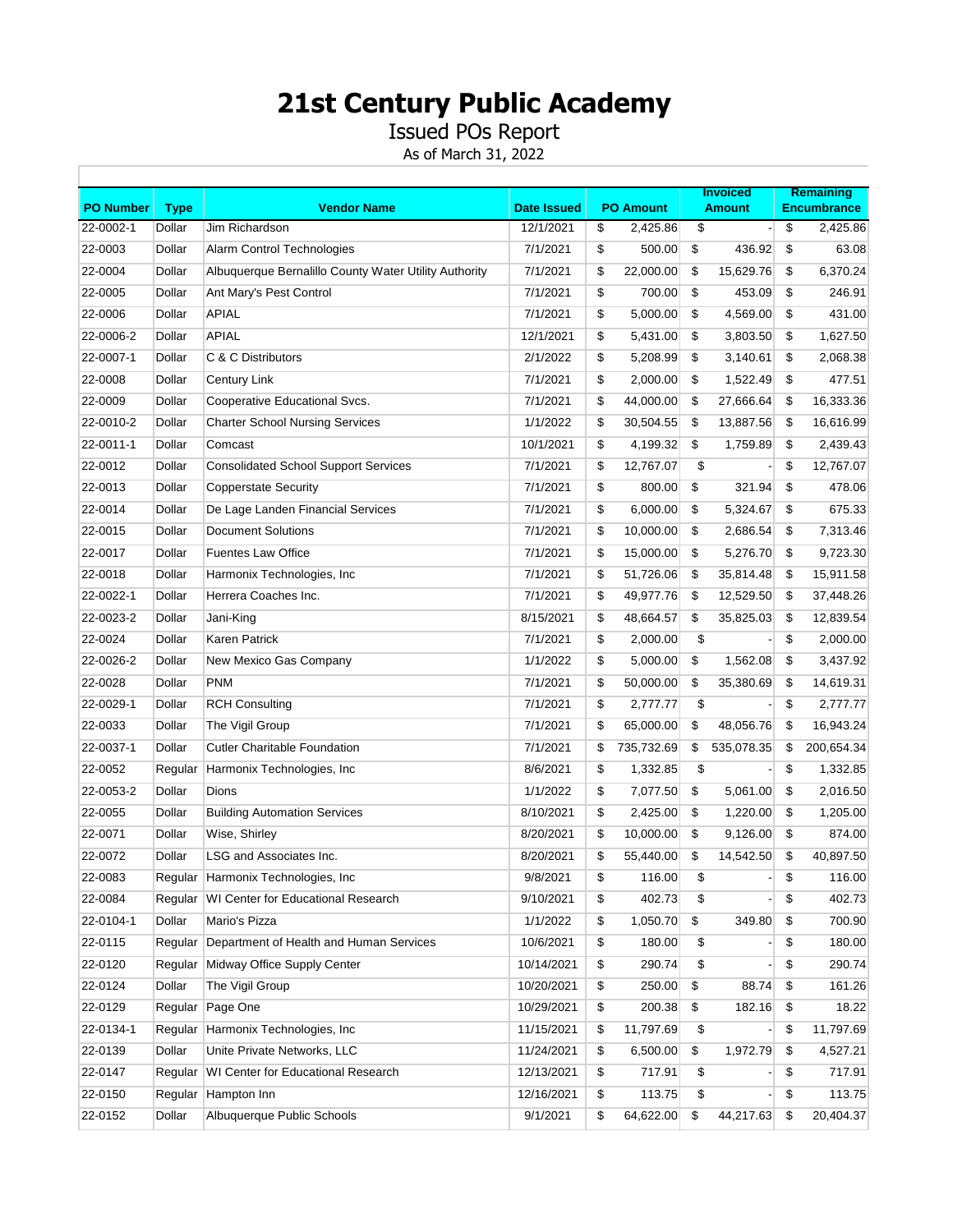# 21st Century Public Academy

Issued POs Report

As of March 31, 2022

| PO Number | Type | Vendor Name | Date Issued | PO Amount | Invoiced Amount | Remaining Encumbrance |
|---|---|---|---|---|---|---|
| 22-0002-1 | Dollar | Jim Richardson | 12/1/2021 | $ 2,425.86 | $ - | $ 2,425.86 |
| 22-0003 | Dollar | Alarm Control Technologies | 7/1/2021 | $ 500.00 | $ 436.92 | $ 63.08 |
| 22-0004 | Dollar | Albuquerque Bernalillo County Water Utility Authority | 7/1/2021 | $ 22,000.00 | $ 15,629.76 | $ 6,370.24 |
| 22-0005 | Dollar | Ant Mary's Pest Control | 7/1/2021 | $ 700.00 | $ 453.09 | $ 246.91 |
| 22-0006 | Dollar | APIAL | 7/1/2021 | $ 5,000.00 | $ 4,569.00 | $ 431.00 |
| 22-0006-2 | Dollar | APIAL | 12/1/2021 | $ 5,431.00 | $ 3,803.50 | $ 1,627.50 |
| 22-0007-1 | Dollar | C & C Distributors | 2/1/2022 | $ 5,208.99 | $ 3,140.61 | $ 2,068.38 |
| 22-0008 | Dollar | Century Link | 7/1/2021 | $ 2,000.00 | $ 1,522.49 | $ 477.51 |
| 22-0009 | Dollar | Cooperative Educational Svcs. | 7/1/2021 | $ 44,000.00 | $ 27,666.64 | $ 16,333.36 |
| 22-0010-2 | Dollar | Charter School Nursing Services | 1/1/2022 | $ 30,504.55 | $ 13,887.56 | $ 16,616.99 |
| 22-0011-1 | Dollar | Comcast | 10/1/2021 | $ 4,199.32 | $ 1,759.89 | $ 2,439.43 |
| 22-0012 | Dollar | Consolidated School Support Services | 7/1/2021 | $ 12,767.07 | $ - | $ 12,767.07 |
| 22-0013 | Dollar | Copperstate Security | 7/1/2021 | $ 800.00 | $ 321.94 | $ 478.06 |
| 22-0014 | Dollar | De Lage Landen Financial Services | 7/1/2021 | $ 6,000.00 | $ 5,324.67 | $ 675.33 |
| 22-0015 | Dollar | Document Solutions | 7/1/2021 | $ 10,000.00 | $ 2,686.54 | $ 7,313.46 |
| 22-0017 | Dollar | Fuentes Law Office | 7/1/2021 | $ 15,000.00 | $ 5,276.70 | $ 9,723.30 |
| 22-0018 | Dollar | Harmonix Technologies, Inc | 7/1/2021 | $ 51,726.06 | $ 35,814.48 | $ 15,911.58 |
| 22-0022-1 | Dollar | Herrera Coaches Inc. | 7/1/2021 | $ 49,977.76 | $ 12,529.50 | $ 37,448.26 |
| 22-0023-2 | Dollar | Jani-King | 8/15/2021 | $ 48,664.57 | $ 35,825.03 | $ 12,839.54 |
| 22-0024 | Dollar | Karen Patrick | 7/1/2021 | $ 2,000.00 | $ - | $ 2,000.00 |
| 22-0026-2 | Dollar | New Mexico Gas Company | 1/1/2022 | $ 5,000.00 | $ 1,562.08 | $ 3,437.92 |
| 22-0028 | Dollar | PNM | 7/1/2021 | $ 50,000.00 | $ 35,380.69 | $ 14,619.31 |
| 22-0029-1 | Dollar | RCH Consulting | 7/1/2021 | $ 2,777.77 | $ - | $ 2,777.77 |
| 22-0033 | Dollar | The Vigil Group | 7/1/2021 | $ 65,000.00 | $ 48,056.76 | $ 16,943.24 |
| 22-0037-1 | Dollar | Cutler Charitable Foundation | 7/1/2021 | $ 735,732.69 | $ 535,078.35 | $ 200,654.34 |
| 22-0052 | Regular | Harmonix Technologies, Inc | 8/6/2021 | $ 1,332.85 | $ - | $ 1,332.85 |
| 22-0053-2 | Dollar | Dions | 1/1/2022 | $ 7,077.50 | $ 5,061.00 | $ 2,016.50 |
| 22-0055 | Dollar | Building Automation Services | 8/10/2021 | $ 2,425.00 | $ 1,220.00 | $ 1,205.00 |
| 22-0071 | Dollar | Wise, Shirley | 8/20/2021 | $ 10,000.00 | $ 9,126.00 | $ 874.00 |
| 22-0072 | Dollar | LSG and Associates Inc. | 8/20/2021 | $ 55,440.00 | $ 14,542.50 | $ 40,897.50 |
| 22-0083 | Regular | Harmonix Technologies, Inc | 9/8/2021 | $ 116.00 | $ - | $ 116.00 |
| 22-0084 | Regular | WI Center for Educational Research | 9/10/2021 | $ 402.73 | $ - | $ 402.73 |
| 22-0104-1 | Dollar | Mario's Pizza | 1/1/2022 | $ 1,050.70 | $ 349.80 | $ 700.90 |
| 22-0115 | Regular | Department of Health and Human Services | 10/6/2021 | $ 180.00 | $ - | $ 180.00 |
| 22-0120 | Regular | Midway Office Supply Center | 10/14/2021 | $ 290.74 | $ - | $ 290.74 |
| 22-0124 | Dollar | The Vigil Group | 10/20/2021 | $ 250.00 | $ 88.74 | $ 161.26 |
| 22-0129 | Regular | Page One | 10/29/2021 | $ 200.38 | $ 182.16 | $ 18.22 |
| 22-0134-1 | Regular | Harmonix Technologies, Inc | 11/15/2021 | $ 11,797.69 | $ - | $ 11,797.69 |
| 22-0139 | Dollar | Unite Private Networks, LLC | 11/24/2021 | $ 6,500.00 | $ 1,972.79 | $ 4,527.21 |
| 22-0147 | Regular | WI Center for Educational Research | 12/13/2021 | $ 717.91 | $ - | $ 717.91 |
| 22-0150 | Regular | Hampton Inn | 12/16/2021 | $ 113.75 | $ - | $ 113.75 |
| 22-0152 | Dollar | Albuquerque Public Schools | 9/1/2021 | $ 64,622.00 | $ 44,217.63 | $ 20,404.37 |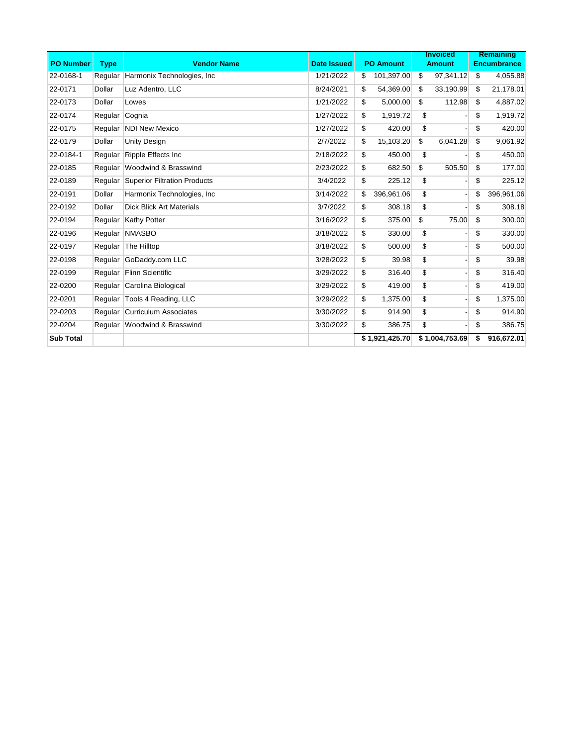| PO Number | Type | Vendor Name | Date Issued | PO Amount | Invoiced Amount | Remaining Encumbrance |
|---|---|---|---|---|---|---|
| 22-0168-1 | Regular | Harmonix Technologies, Inc | 1/21/2022 | $ 101,397.00 | $ 97,341.12 | $ 4,055.88 |
| 22-0171 | Dollar | Luz Adentro, LLC | 8/24/2021 | $ 54,369.00 | $ 33,190.99 | $ 21,178.01 |
| 22-0173 | Dollar | Lowes | 1/21/2022 | $ 5,000.00 | $ 112.98 | $ 4,887.02 |
| 22-0174 | Regular | Cognia | 1/27/2022 | $ 1,919.72 | $ - | $ 1,919.72 |
| 22-0175 | Regular | NDI New Mexico | 1/27/2022 | $ 420.00 | $ - | $ 420.00 |
| 22-0179 | Dollar | Unity Design | 2/7/2022 | $ 15,103.20 | $ 6,041.28 | $ 9,061.92 |
| 22-0184-1 | Regular | Ripple Effects Inc | 2/18/2022 | $ 450.00 | $ - | $ 450.00 |
| 22-0185 | Regular | Woodwind & Brasswind | 2/23/2022 | $ 682.50 | $ 505.50 | $ 177.00 |
| 22-0189 | Regular | Superior Filtration Products | 3/4/2022 | $ 225.12 | $ - | $ 225.12 |
| 22-0191 | Dollar | Harmonix Technologies, Inc | 3/14/2022 | $ 396,961.06 | $ - | $ 396,961.06 |
| 22-0192 | Dollar | Dick Blick Art Materials | 3/7/2022 | $ 308.18 | $ - | $ 308.18 |
| 22-0194 | Regular | Kathy Potter | 3/16/2022 | $ 375.00 | $ 75.00 | $ 300.00 |
| 22-0196 | Regular | NMASBO | 3/18/2022 | $ 330.00 | $ - | $ 330.00 |
| 22-0197 | Regular | The Hilltop | 3/18/2022 | $ 500.00 | $ - | $ 500.00 |
| 22-0198 | Regular | GoDaddy.com LLC | 3/28/2022 | $ 39.98 | $ - | $ 39.98 |
| 22-0199 | Regular | Flinn Scientific | 3/29/2022 | $ 316.40 | $ - | $ 316.40 |
| 22-0200 | Regular | Carolina Biological | 3/29/2022 | $ 419.00 | $ - | $ 419.00 |
| 22-0201 | Regular | Tools 4 Reading, LLC | 3/29/2022 | $ 1,375.00 | $ - | $ 1,375.00 |
| 22-0203 | Regular | Curriculum Associates | 3/30/2022 | $ 914.90 | $ - | $ 914.90 |
| 22-0204 | Regular | Woodwind & Brasswind | 3/30/2022 | $ 386.75 | $ - | $ 386.75 |
| **Sub Total** | | | | **$ 1,921,425.70** | **$ 1,004,753.69** | **$ 916,672.01** |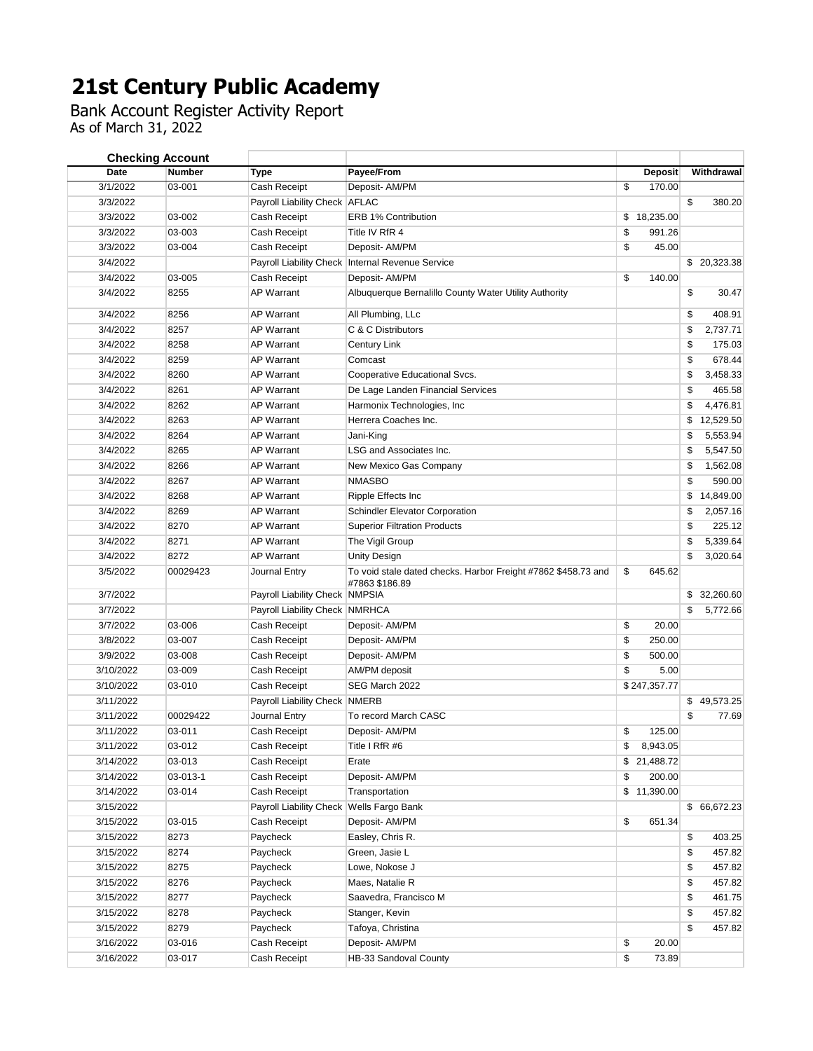# 21st Century Public Academy

Bank Account Register Activity Report
As of March 31, 2022

**Checking Account**

| Date | Number | Type | Payee/From | Deposit | Withdrawal |
|---|---|---|---|---|---|
| 3/1/2022 | 03-001 | Cash Receipt | Deposit- AM/PM | $ 170.00 | |
| 3/3/2022 | | Payroll Liability Check | AFLAC | | $ 380.20 |
| 3/3/2022 | 03-002 | Cash Receipt | ERB 1% Contribution | $ 18,235.00 | |
| 3/3/2022 | 03-003 | Cash Receipt | Title IV RfR 4 | $ 991.26 | |
| 3/3/2022 | 03-004 | Cash Receipt | Deposit- AM/PM | $ 45.00 | |
| 3/4/2022 | | Payroll Liability Check | Internal Revenue Service | | $ 20,323.38 |
| 3/4/2022 | 03-005 | Cash Receipt | Deposit- AM/PM | $ 140.00 | |
| 3/4/2022 | 8255 | AP Warrant | Albuquerque Bernalillo County Water Utility Authority | | $ 30.47 |
| 3/4/2022 | 8256 | AP Warrant | All Plumbing, LLc | | $ 408.91 |
| 3/4/2022 | 8257 | AP Warrant | C & C Distributors | | $ 2,737.71 |
| 3/4/2022 | 8258 | AP Warrant | Century Link | | $ 175.03 |
| 3/4/2022 | 8259 | AP Warrant | Comcast | | $ 678.44 |
| 3/4/2022 | 8260 | AP Warrant | Cooperative Educational Svcs. | | $ 3,458.33 |
| 3/4/2022 | 8261 | AP Warrant | De Lage Landen Financial Services | | $ 465.58 |
| 3/4/2022 | 8262 | AP Warrant | Harmonix Technologies, Inc | | $ 4,476.81 |
| 3/4/2022 | 8263 | AP Warrant | Herrera Coaches Inc. | | $ 12,529.50 |
| 3/4/2022 | 8264 | AP Warrant | Jani-King | | $ 5,553.94 |
| 3/4/2022 | 8265 | AP Warrant | LSG and Associates Inc. | | $ 5,547.50 |
| 3/4/2022 | 8266 | AP Warrant | New Mexico Gas Company | | $ 1,562.08 |
| 3/4/2022 | 8267 | AP Warrant | NMASBO | | $ 590.00 |
| 3/4/2022 | 8268 | AP Warrant | Ripple Effects Inc | | $ 14,849.00 |
| 3/4/2022 | 8269 | AP Warrant | Schindler Elevator Corporation | | $ 2,057.16 |
| 3/4/2022 | 8270 | AP Warrant | Superior Filtration Products | | $ 225.12 |
| 3/4/2022 | 8271 | AP Warrant | The Vigil Group | | $ 5,339.64 |
| 3/4/2022 | 8272 | AP Warrant | Unity Design | | $ 3,020.64 |
| 3/5/2022 | 00029423 | Journal Entry | To void stale dated checks. Harbor Freight #7862 $458.73 and #7863 $186.89 | $ 645.62 | |
| 3/7/2022 | | Payroll Liability Check | NMPSIA | | $ 32,260.60 |
| 3/7/2022 | | Payroll Liability Check | NMRHCA | | $ 5,772.66 |
| 3/7/2022 | 03-006 | Cash Receipt | Deposit- AM/PM | $ 20.00 | |
| 3/8/2022 | 03-007 | Cash Receipt | Deposit- AM/PM | $ 250.00 | |
| 3/9/2022 | 03-008 | Cash Receipt | Deposit- AM/PM | $ 500.00 | |
| 3/10/2022 | 03-009 | Cash Receipt | AM/PM deposit | $ 5.00 | |
| 3/10/2022 | 03-010 | Cash Receipt | SEG March 2022 | $ 247,357.77 | |
| 3/11/2022 | | Payroll Liability Check | NMERB | | $ 49,573.25 |
| 3/11/2022 | 00029422 | Journal Entry | To record March CASC | | $ 77.69 |
| 3/11/2022 | 03-011 | Cash Receipt | Deposit- AM/PM | $ 125.00 | |
| 3/11/2022 | 03-012 | Cash Receipt | Title I RfR #6 | $ 8,943.05 | |
| 3/14/2022 | 03-013 | Cash Receipt | Erate | $ 21,488.72 | |
| 3/14/2022 | 03-013-1 | Cash Receipt | Deposit- AM/PM | $ 200.00 | |
| 3/14/2022 | 03-014 | Cash Receipt | Transportation | $ 11,390.00 | |
| 3/15/2022 | | Payroll Liability Check | Wells Fargo Bank | | $ 66,672.23 |
| 3/15/2022 | 03-015 | Cash Receipt | Deposit- AM/PM | $ 651.34 | |
| 3/15/2022 | 8273 | Paycheck | Easley, Chris R. | | $ 403.25 |
| 3/15/2022 | 8274 | Paycheck | Green, Jasie L | | $ 457.82 |
| 3/15/2022 | 8275 | Paycheck | Lowe, Nokose J | | $ 457.82 |
| 3/15/2022 | 8276 | Paycheck | Maes, Natalie R | | $ 457.82 |
| 3/15/2022 | 8277 | Paycheck | Saavedra, Francisco M | | $ 461.75 |
| 3/15/2022 | 8278 | Paycheck | Stanger, Kevin | | $ 457.82 |
| 3/15/2022 | 8279 | Paycheck | Tafoya, Christina | | $ 457.82 |
| 3/16/2022 | 03-016 | Cash Receipt | Deposit- AM/PM | $ 20.00 | |
| 3/16/2022 | 03-017 | Cash Receipt | HB-33 Sandoval County | $ 73.89 | |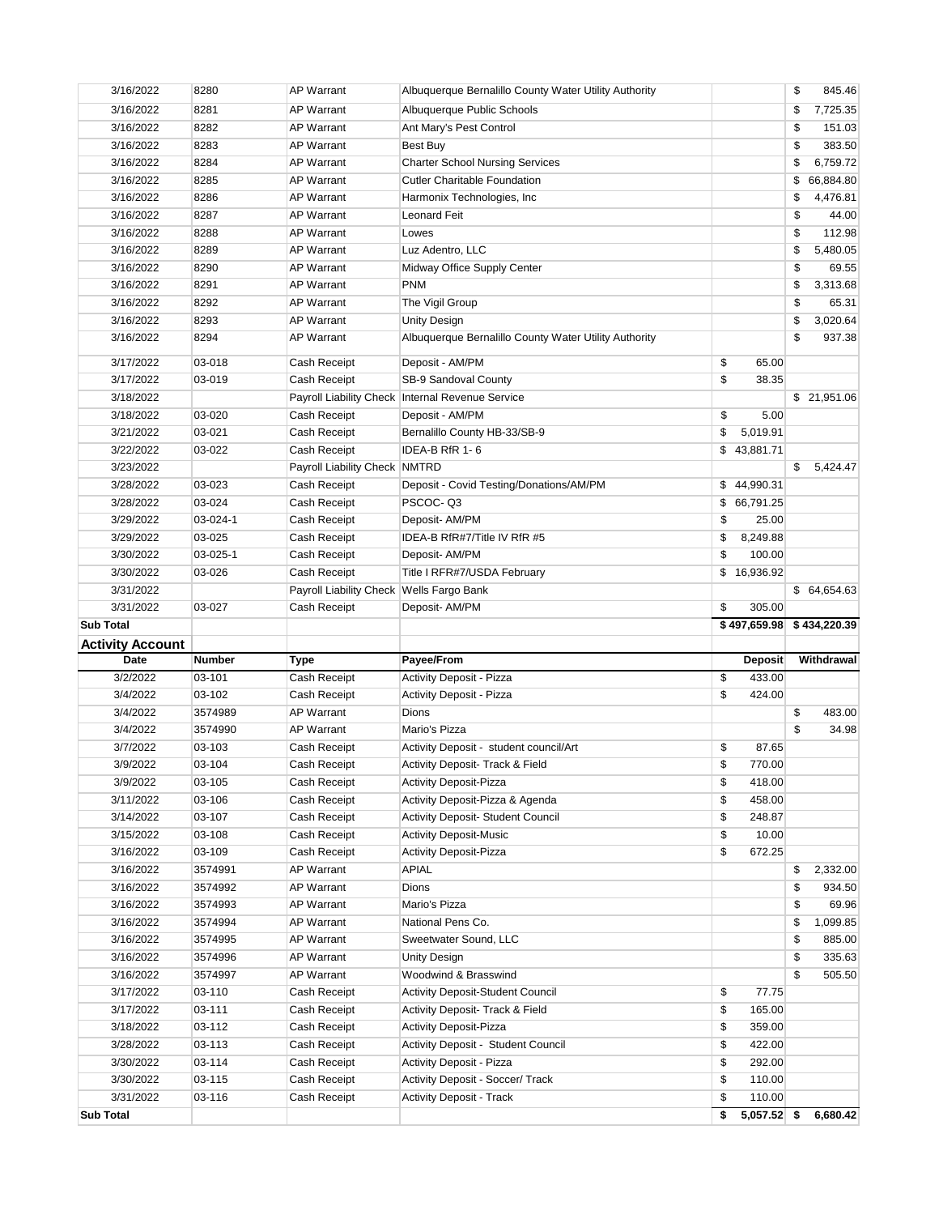| Date | Number | Type | Payee/From | Deposit | Withdrawal |
|---|---|---|---|---|---|
| 3/16/2022 | 8280 | AP Warrant | Albuquerque Bernalillo County Water Utility Authority | | $ 845.46 |
| 3/16/2022 | 8281 | AP Warrant | Albuquerque Public Schools | | $ 7,725.35 |
| 3/16/2022 | 8282 | AP Warrant | Ant Mary's Pest Control | | $ 151.03 |
| 3/16/2022 | 8283 | AP Warrant | Best Buy | | $ 383.50 |
| 3/16/2022 | 8284 | AP Warrant | Charter School Nursing Services | | $ 6,759.72 |
| 3/16/2022 | 8285 | AP Warrant | Cutler Charitable Foundation | | $ 66,884.80 |
| 3/16/2022 | 8286 | AP Warrant | Harmonix Technologies, Inc | | $ 4,476.81 |
| 3/16/2022 | 8287 | AP Warrant | Leonard Feit | | $ 44.00 |
| 3/16/2022 | 8288 | AP Warrant | Lowes | | $ 112.98 |
| 3/16/2022 | 8289 | AP Warrant | Luz Adentro, LLC | | $ 5,480.05 |
| 3/16/2022 | 8290 | AP Warrant | Midway Office Supply Center | | $ 69.55 |
| 3/16/2022 | 8291 | AP Warrant | PNM | | $ 3,313.68 |
| 3/16/2022 | 8292 | AP Warrant | The Vigil Group | | $ 65.31 |
| 3/16/2022 | 8293 | AP Warrant | Unity Design | | $ 3,020.64 |
| 3/16/2022 | 8294 | AP Warrant | Albuquerque Bernalillo County Water Utility Authority | | $ 937.38 |
| 3/17/2022 | 03-018 | Cash Receipt | Deposit - AM/PM | $ 65.00 | |
| 3/17/2022 | 03-019 | Cash Receipt | SB-9 Sandoval County | $ 38.35 | |
| 3/18/2022 | | Payroll Liability Check | Internal Revenue Service | | $ 21,951.06 |
| 3/18/2022 | 03-020 | Cash Receipt | Deposit - AM/PM | $ 5.00 | |
| 3/21/2022 | 03-021 | Cash Receipt | Bernalillo County HB-33/SB-9 | $ 5,019.91 | |
| 3/22/2022 | 03-022 | Cash Receipt | IDEA-B RfR 1- 6 | $ 43,881.71 | |
| 3/23/2022 | | Payroll Liability Check | NMTRD | | $ 5,424.47 |
| 3/28/2022 | 03-023 | Cash Receipt | Deposit - Covid Testing/Donations/AM/PM | $ 44,990.31 | |
| 3/28/2022 | 03-024 | Cash Receipt | PSCOC- Q3 | $ 66,791.25 | |
| 3/29/2022 | 03-024-1 | Cash Receipt | Deposit- AM/PM | $ 25.00 | |
| 3/29/2022 | 03-025 | Cash Receipt | IDEA-B RfR#7/Title IV RfR #5 | $ 8,249.88 | |
| 3/30/2022 | 03-025-1 | Cash Receipt | Deposit- AM/PM | $ 100.00 | |
| 3/30/2022 | 03-026 | Cash Receipt | Title I RFR#7/USDA February | $ 16,936.92 | |
| 3/31/2022 | | Payroll Liability Check | Wells Fargo Bank | | $ 64,654.63 |
| 3/31/2022 | 03-027 | Cash Receipt | Deposit- AM/PM | $ 305.00 | |
| **Sub Total** | | | | **$ 497,659.98** | **$ 434,220.39** |

**Activity Account**

| Date | Number | Type | Payee/From | Deposit | Withdrawal |
|---|---|---|---|---|---|
| 3/2/2022 | 03-101 | Cash Receipt | Activity Deposit - Pizza | $ 433.00 | |
| 3/4/2022 | 03-102 | Cash Receipt | Activity Deposit - Pizza | $ 424.00 | |
| 3/4/2022 | 3574989 | AP Warrant | Dions | | $ 483.00 |
| 3/4/2022 | 3574990 | AP Warrant | Mario's Pizza | | $ 34.98 |
| 3/7/2022 | 03-103 | Cash Receipt | Activity Deposit - student council/Art | $ 87.65 | |
| 3/9/2022 | 03-104 | Cash Receipt | Activity Deposit- Track & Field | $ 770.00 | |
| 3/9/2022 | 03-105 | Cash Receipt | Activity Deposit-Pizza | $ 418.00 | |
| 3/11/2022 | 03-106 | Cash Receipt | Activity Deposit-Pizza & Agenda | $ 458.00 | |
| 3/14/2022 | 03-107 | Cash Receipt | Activity Deposit- Student Council | $ 248.87 | |
| 3/15/2022 | 03-108 | Cash Receipt | Activity Deposit-Music | $ 10.00 | |
| 3/16/2022 | 03-109 | Cash Receipt | Activity Deposit-Pizza | $ 672.25 | |
| 3/16/2022 | 3574991 | AP Warrant | APIAL | | $ 2,332.00 |
| 3/16/2022 | 3574992 | AP Warrant | Dions | | $ 934.50 |
| 3/16/2022 | 3574993 | AP Warrant | Mario's Pizza | | $ 69.96 |
| 3/16/2022 | 3574994 | AP Warrant | National Pens Co. | | $ 1,099.85 |
| 3/16/2022 | 3574995 | AP Warrant | Sweetwater Sound, LLC | | $ 885.00 |
| 3/16/2022 | 3574996 | AP Warrant | Unity Design | | $ 335.63 |
| 3/16/2022 | 3574997 | AP Warrant | Woodwind & Brasswind | | $ 505.50 |
| 3/17/2022 | 03-110 | Cash Receipt | Activity Deposit-Student Council | $ 77.75 | |
| 3/17/2022 | 03-111 | Cash Receipt | Activity Deposit- Track & Field | $ 165.00 | |
| 3/18/2022 | 03-112 | Cash Receipt | Activity Deposit-Pizza | $ 359.00 | |
| 3/28/2022 | 03-113 | Cash Receipt | Activity Deposit - Student Council | $ 422.00 | |
| 3/30/2022 | 03-114 | Cash Receipt | Activity Deposit - Pizza | $ 292.00 | |
| 3/30/2022 | 03-115 | Cash Receipt | Activity Deposit - Soccer/ Track | $ 110.00 | |
| 3/31/2022 | 03-116 | Cash Receipt | Activity Deposit - Track | $ 110.00 | |
| **Sub Total** | | | | **$ 5,057.52** | **$ 6,680.42** |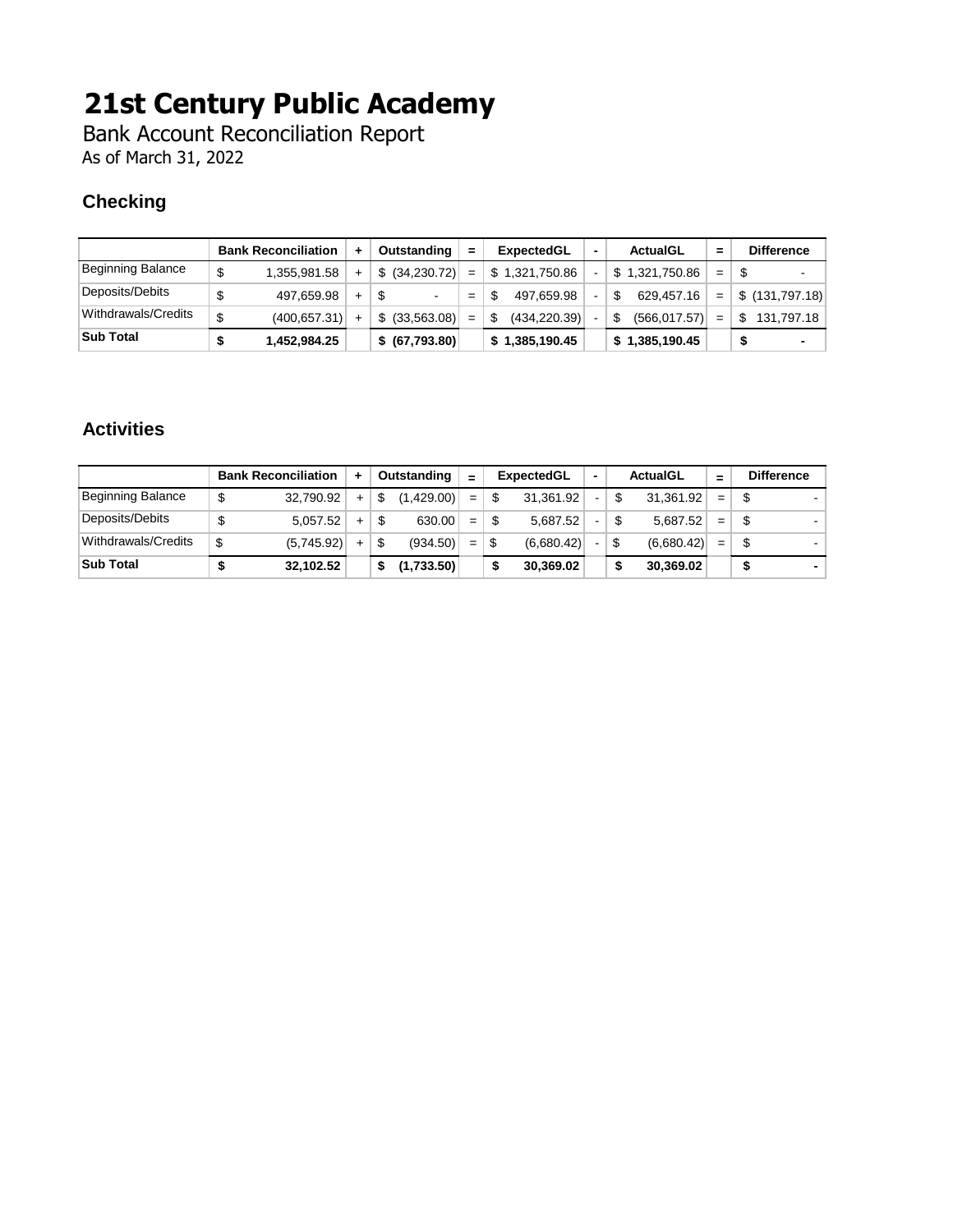# 21st Century Public Academy

Bank Account Reconciliation Report

As of March 31, 2022

## Checking

| | Bank Reconciliation | + | Outstanding | = | ExpectedGL | - | ActualGL | = | Difference |
|---|---|---|---|---|---|---|---|---|---|
| Beginning Balance | $ 1,355,981.58 | + | $ (34,230.72) | = | $ 1,321,750.86 | - | $ 1,321,750.86 | = | $ - |
| Deposits/Debits | $ 497,659.98 | + | $ - | = | $ 497,659.98 | - | $ 629,457.16 | = | $ (131,797.18) |
| Withdrawals/Credits | $ (400,657.31) | + | $ (33,563.08) | = | $ (434,220.39) | - | $ (566,017.57) | = | $ 131,797.18 |
| **Sub Total** | **$ 1,452,984.25** | | **$ (67,793.80)** | | **$ 1,385,190.45** | | **$ 1,385,190.45** | | **$ -** |

## Activities

| | Bank Reconciliation | + | Outstanding | = | ExpectedGL | - | ActualGL | = | Difference |
|---|---|---|---|---|---|---|---|---|---|
| Beginning Balance | $ 32,790.92 | + | $ (1,429.00) | = | $ 31,361.92 | - | $ 31,361.92 | = | $ - |
| Deposits/Debits | $ 5,057.52 | + | $ 630.00 | = | $ 5,687.52 | - | $ 5,687.52 | = | $ - |
| Withdrawals/Credits | $ (5,745.92) | + | $ (934.50) | = | $ (6,680.42) | - | $ (6,680.42) | = | $ - |
| **Sub Total** | **$ 32,102.52** | | **$ (1,733.50)** | | **$ 30,369.02** | | **$ 30,369.02** | | **$ -** |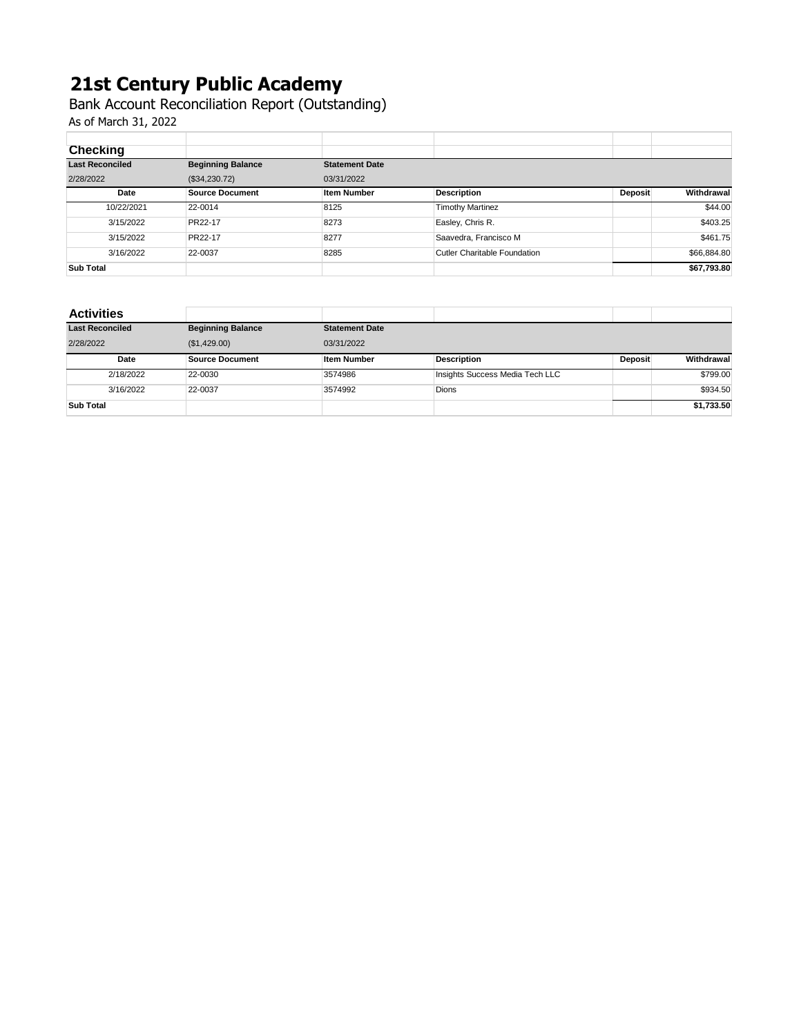# 21st Century Public Academy

Bank Account Reconciliation Report (Outstanding)

As of March 31, 2022

## Checking

| Last Reconciled | Beginning Balance | Statement Date | | | |
|---|---|---|---|---|---|
| 2/28/2022 | ($34,230.72) | 03/31/2022 | | | |
| **Date** | **Source Document** | **Item Number** | **Description** | **Deposit** | **Withdrawal** |
| 10/22/2021 | 22-0014 | 8125 | Timothy Martinez | | $44.00 |
| 3/15/2022 | PR22-17 | 8273 | Easley, Chris R. | | $403.25 |
| 3/15/2022 | PR22-17 | 8277 | Saavedra, Francisco M | | $461.75 |
| 3/16/2022 | 22-0037 | 8285 | Cutler Charitable Foundation | | $66,884.80 |
| **Sub Total** | | | | | **$67,793.80** |

## Activities

| Last Reconciled | Beginning Balance | Statement Date | | | |
|---|---|---|---|---|---|
| 2/28/2022 | ($1,429.00) | 03/31/2022 | | | |
| **Date** | **Source Document** | **Item Number** | **Description** | **Deposit** | **Withdrawal** |
| 2/18/2022 | 22-0030 | 3574986 | Insights Success Media Tech LLC | | $799.00 |
| 3/16/2022 | 22-0037 | 3574992 | Dions | | $934.50 |
| **Sub Total** | | | | | **$1,733.50** |